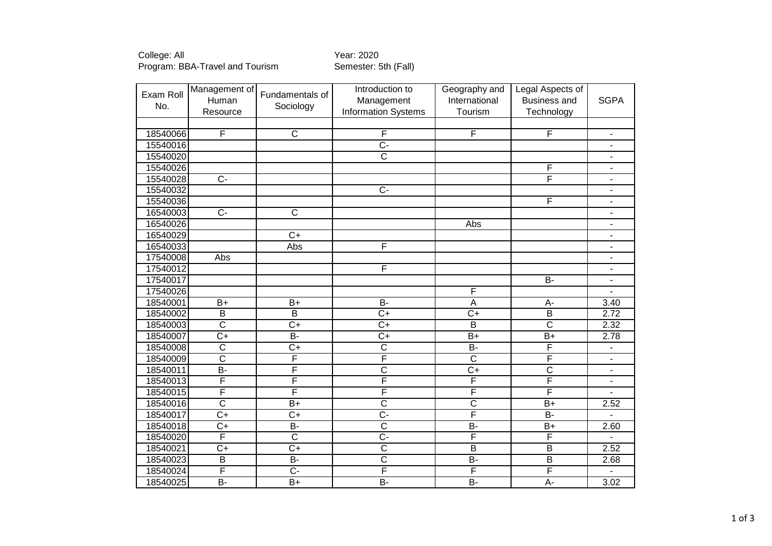College: All
Program: BBA-Travel and Tourism

Year: 2020
Semester: 5th (Fall)

| Exam Roll No. | Management of Human Resource | Fundamentals of Sociology | Introduction to Management Information Systems | Geography and International Tourism | Legal Aspects of Business and Technology | SGPA |
|---|---|---|---|---|---|---|
| | | | | | | |
| 18540066 | F | C | F | F | F | - |
| 15540016 | | | C- | | | - |
| 15540020 | | | C | | | - |
| 15540026 | | | | | F | - |
| 15540028 | C- | | | | F | - |
| 15540032 | | | C- | | | - |
| 15540036 | | | | | F | - |
| 16540003 | C- | C | | | | - |
| 16540026 | | | | Abs | | - |
| 16540029 | | C+ | | | | - |
| 16540033 | | Abs | F | | | - |
| 17540008 | Abs | | | | | - |
| 17540012 | | | F | | | - |
| 17540017 | | | | | B- | - |
| 17540026 | | | | F | | - |
| 18540001 | B+ | B+ | B- | A | A- | 3.40 |
| 18540002 | B | B | C+ | C+ | B | 2.72 |
| 18540003 | C | C+ | C+ | B | C | 2.32 |
| 18540007 | C+ | B- | C+ | B+ | B+ | 2.78 |
| 18540008 | C | C+ | C | B- | F | - |
| 18540009 | C | F | F | C | F | - |
| 18540011 | B- | F | C | C+ | C | - |
| 18540013 | F | F | F | F | F | - |
| 18540015 | F | F | F | F | F | - |
| 18540016 | C | B+ | C | C | B+ | 2.52 |
| 18540017 | C+ | C+ | C- | F | B- | - |
| 18540018 | C+ | B- | C | B- | B+ | 2.60 |
| 18540020 | F | C | C- | F | F | - |
| 18540021 | C+ | C+ | C | B | B | 2.52 |
| 18540023 | B | B- | C | B- | B | 2.68 |
| 18540024 | F | C- | F | F | F | - |
| 18540025 | B- | B+ | B- | B- | A- | 3.02 |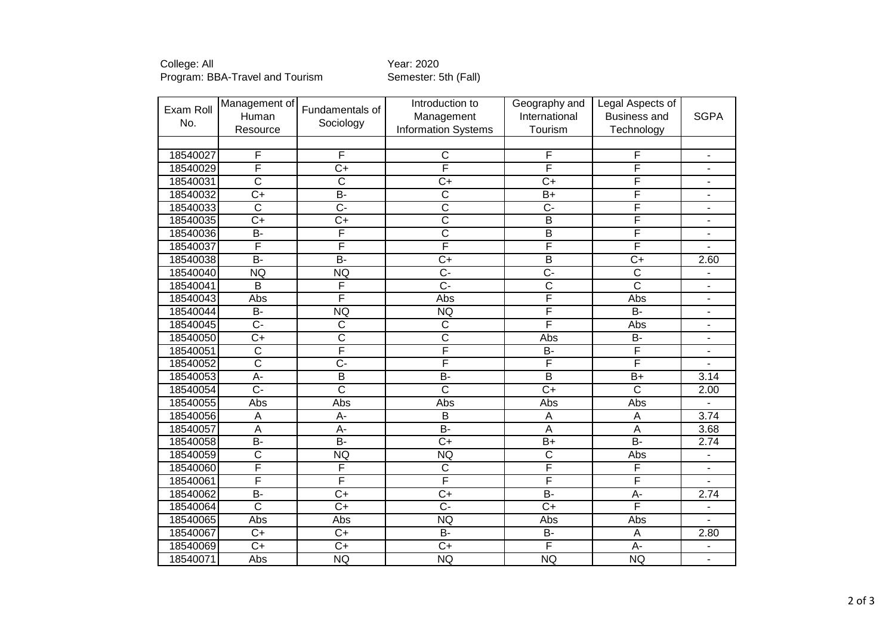College: All
Program: BBA-Travel and Tourism

Year: 2020
Semester: 5th (Fall)

| Exam Roll No. | Management of Human Resource | Fundamentals of Sociology | Introduction to Management Information Systems | Geography and International Tourism | Legal Aspects of Business and Technology | SGPA |
|---|---|---|---|---|---|---|
| | | | | | | |
| 18540027 | F | F | C | F | F | - |
| 18540029 | F | C+ | F | F | F | - |
| 18540031 | C | C | C+ | C+ | F | - |
| 18540032 | C+ | B- | C | B+ | F | - |
| 18540033 | C | C- | C | C- | F | - |
| 18540035 | C+ | C+ | C | B | F | - |
| 18540036 | B- | F | C | B | F | - |
| 18540037 | F | F | F | F | F | - |
| 18540038 | B- | B- | C+ | B | C+ | 2.60 |
| 18540040 | NQ | NQ | C- | C- | C | - |
| 18540041 | B | F | C- | C | C | - |
| 18540043 | Abs | F | Abs | F | Abs | - |
| 18540044 | B- | NQ | NQ | F | B- | - |
| 18540045 | C- | C | C | F | Abs | - |
| 18540050 | C+ | C | C | Abs | B- | - |
| 18540051 | C | F | F | B- | F | - |
| 18540052 | C | C- | F | F | F | - |
| 18540053 | A- | B | B- | B | B+ | 3.14 |
| 18540054 | C- | C | C | C+ | C | 2.00 |
| 18540055 | Abs | Abs | Abs | Abs | Abs | - |
| 18540056 | A | A- | B | A | A | 3.74 |
| 18540057 | A | A- | B- | A | A | 3.68 |
| 18540058 | B- | B- | C+ | B+ | B- | 2.74 |
| 18540059 | C | NQ | NQ | C | Abs | - |
| 18540060 | F | F | C | F | F | - |
| 18540061 | F | F | F | F | F | - |
| 18540062 | B- | C+ | C+ | B- | A- | 2.74 |
| 18540064 | C | C+ | C- | C+ | F | - |
| 18540065 | Abs | Abs | NQ | Abs | Abs | - |
| 18540067 | C+ | C+ | B- | B- | A | 2.80 |
| 18540069 | C+ | C+ | C+ | F | A- | - |
| 18540071 | Abs | NQ | NQ | NQ | NQ | - |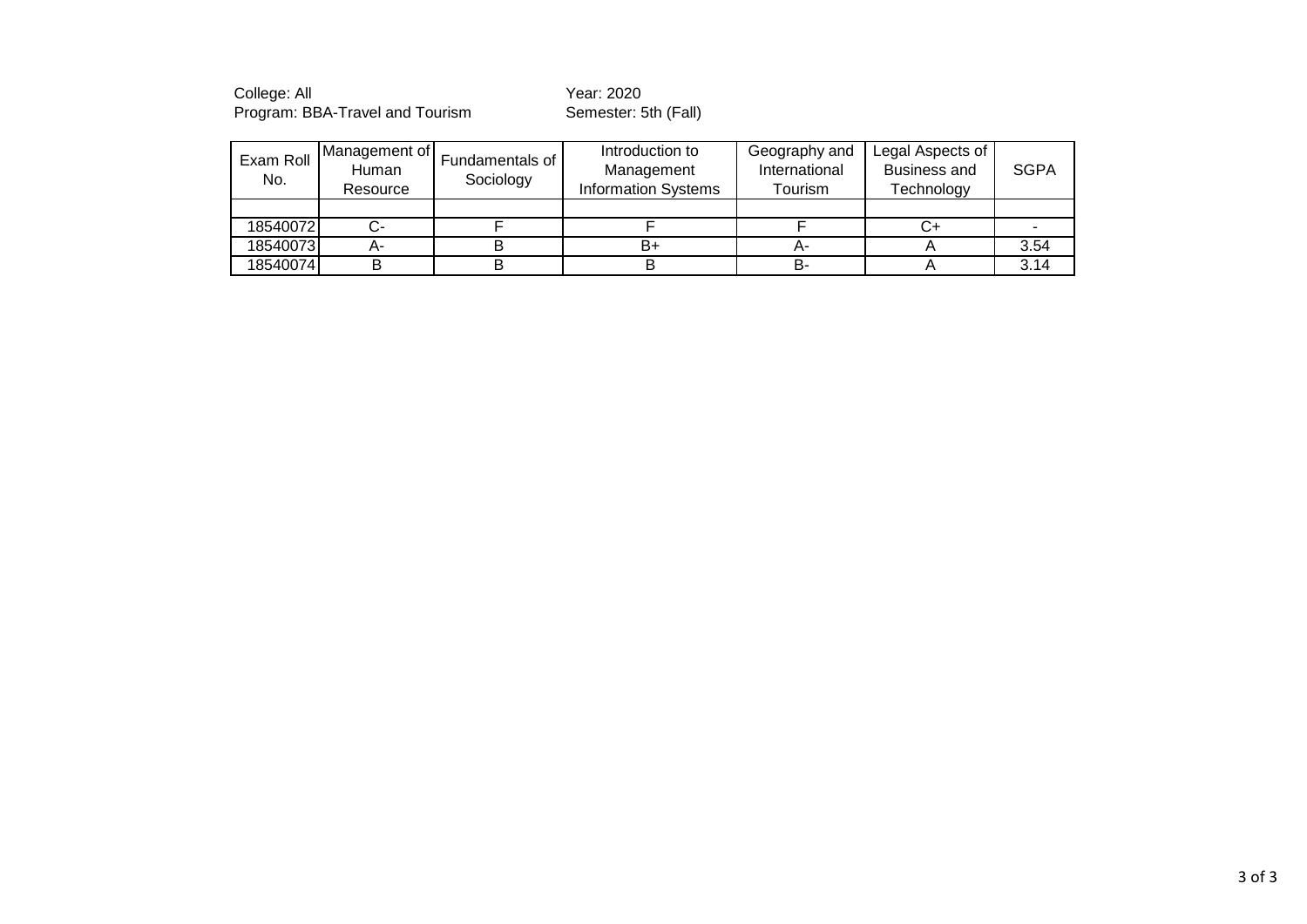College: All
Program: BBA-Travel and Tourism

Year: 2020
Semester: 5th (Fall)

| Exam Roll No. | Management of Human Resource | Fundamentals of Sociology | Introduction to Management Information Systems | Geography and International Tourism | Legal Aspects of Business and Technology | SGPA |
|---|---|---|---|---|---|---|
| | | | | | | |
| 18540072 | C- | F | F | F | C+ | - |
| 18540073 | A- | B | B+ | A- | A | 3.54 |
| 18540074 | B | B | B | B- | A | 3.14 |